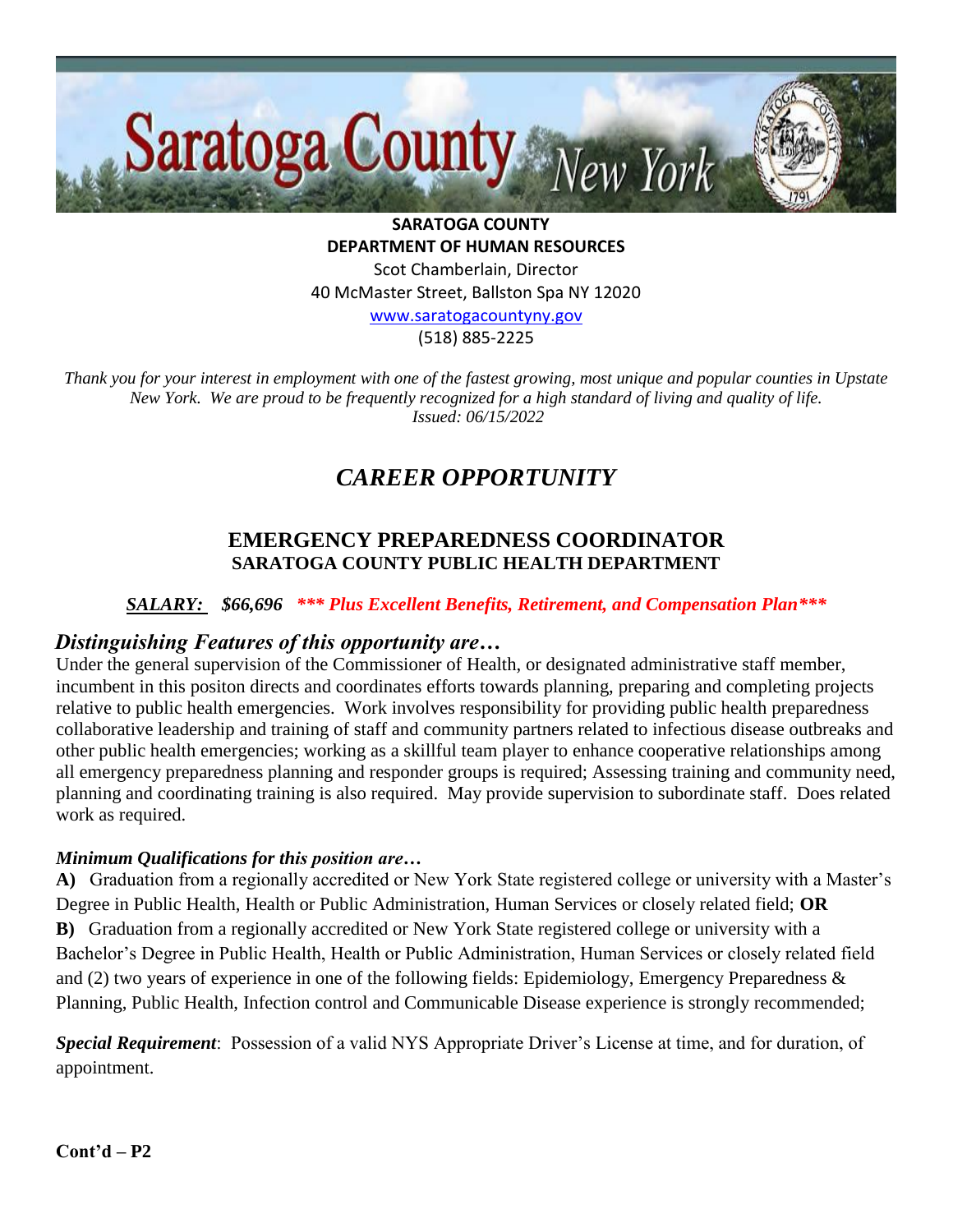# Saratoga County New York

**SARATOGA COUNTY**
**DEPARTMENT OF HUMAN RESOURCES**
Scot Chamberlain, Director
40 McMaster Street, Ballston Spa NY 12020
www.saratogacountyny.gov
(518) 885-2225

*Thank you for your interest in employment with one of the fastest growing, most unique and popular counties in Upstate New York. We are proud to be frequently recognized for a high standard of living and quality of life.*
*Issued: 06/15/2022*

## *CAREER OPPORTUNITY*

### EMERGENCY PREPAREDNESS COORDINATOR
**SARATOGA COUNTY PUBLIC HEALTH DEPARTMENT**

***SALARY:*** ***$66,696*** ****** Plus Excellent Benefits, Retirement, and Compensation Plan******

### *Distinguishing Features of this opportunity are…*

Under the general supervision of the Commissioner of Health, or designated administrative staff member, incumbent in this positon directs and coordinates efforts towards planning, preparing and completing projects relative to public health emergencies. Work involves responsibility for providing public health preparedness collaborative leadership and training of staff and community partners related to infectious disease outbreaks and other public health emergencies; working as a skillful team player to enhance cooperative relationships among all emergency preparedness planning and responder groups is required; Assessing training and community need, planning and coordinating training is also required. May provide supervision to subordinate staff. Does related work as required.

***Minimum Qualifications for this position are…***

**A)** Graduation from a regionally accredited or New York State registered college or university with a Master's Degree in Public Health, Health or Public Administration, Human Services or closely related field; **OR**

**B)** Graduation from a regionally accredited or New York State registered college or university with a Bachelor's Degree in Public Health, Health or Public Administration, Human Services or closely related field and (2) two years of experience in one of the following fields: Epidemiology, Emergency Preparedness & Planning, Public Health, Infection control and Communicable Disease experience is strongly recommended;

***Special Requirement***: Possession of a valid NYS Appropriate Driver's License at time, and for duration, of appointment.

**Cont'd – P2**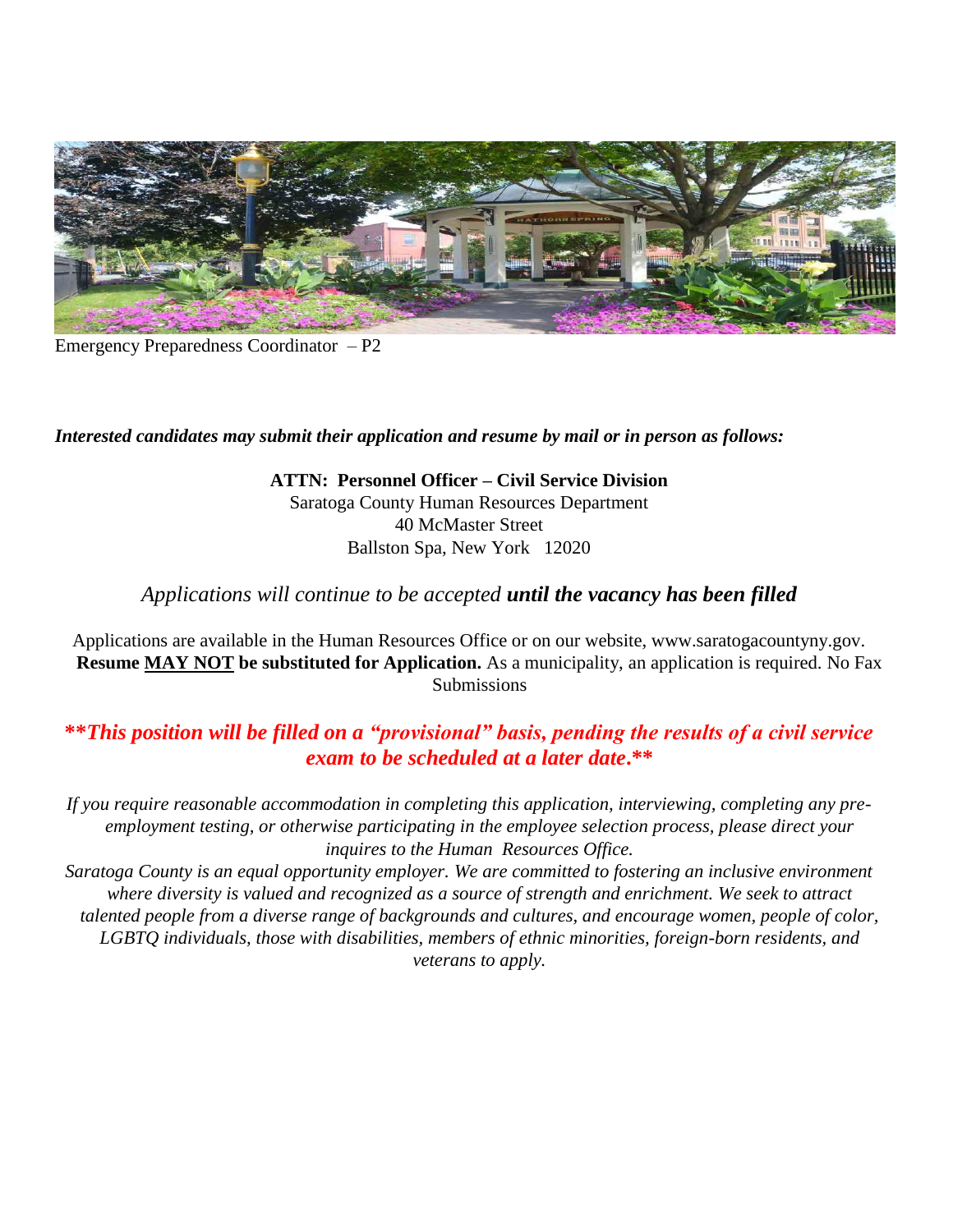Emergency Preparedness Coordinator – P2

***Interested candidates may submit their application and resume by mail or in person as follows:***

**ATTN: Personnel Officer – Civil Service Division**
Saratoga County Human Resources Department
40 McMaster Street
Ballston Spa, New York 12020

*Applications will continue to be accepted* ***until the vacancy has been filled***

Applications are available in the Human Resources Office or on our website, www.saratogacountyny.gov. **Resume MAY NOT be substituted for Application.** As a municipality, an application is required. No Fax Submissions

***\*\*This position will be filled on a "provisional" basis, pending the results of a civil service exam to be scheduled at a later date.\*\****

*If you require reasonable accommodation in completing this application, interviewing, completing any pre-employment testing, or otherwise participating in the employee selection process, please direct your inquires to the Human Resources Office.*

*Saratoga County is an equal opportunity employer. We are committed to fostering an inclusive environment where diversity is valued and recognized as a source of strength and enrichment. We seek to attract talented people from a diverse range of backgrounds and cultures, and encourage women, people of color, LGBTQ individuals, those with disabilities, members of ethnic minorities, foreign-born residents, and veterans to apply.*